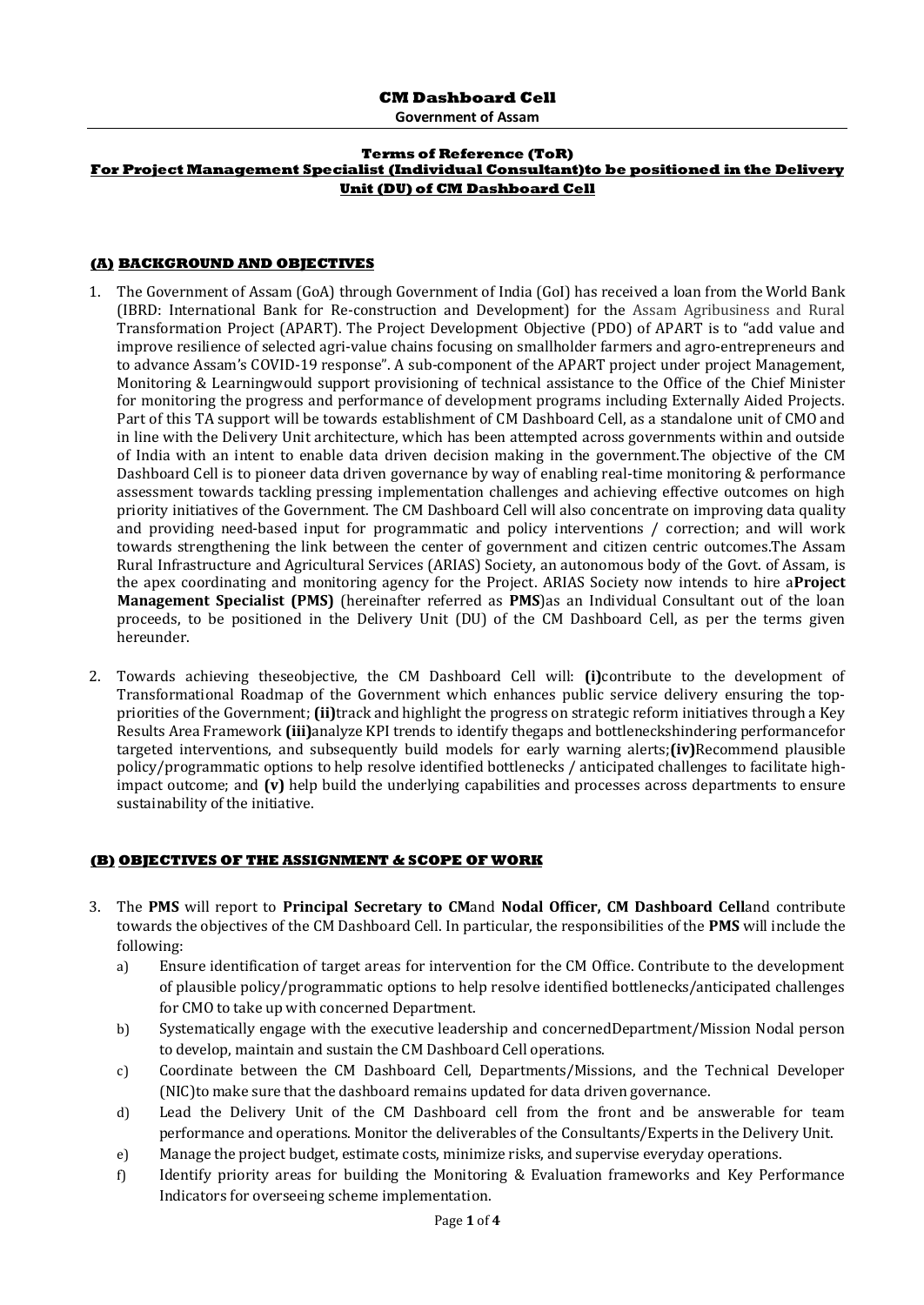# CM Dashboard Cell

**Government of Assam**

## Terms of Reference (ToR)

## For Project Management Specialist (Individual Consultant)to be positioned in the Delivery Unit (DU) of CM Dashboard Cell

### (A) BACKGROUND AND OBJECTIVES

1. The Government of Assam (GoA) through Government of India (GoI) has received a loan from the World Bank (IBRD: International Bank for Re-construction and Development) for the Assam Agribusiness and Rural Transformation Project (APART). The Project Development Objective (PDO) of APART is to "add value and improve resilience of selected agri-value chains focusing on smallholder farmers and agro-entrepreneurs and to advance Assam's COVID-19 response". A sub-component of the APART project under project Management, Monitoring & Learningwould support provisioning of technical assistance to the Office of the Chief Minister for monitoring the progress and performance of development programs including Externally Aided Projects. Part of this TA support will be towards establishment of CM Dashboard Cell, as a standalone unit of CMO and in line with the Delivery Unit architecture, which has been attempted across governments within and outside of India with an intent to enable data driven decision making in the government.The objective of the CM Dashboard Cell is to pioneer data driven governance by way of enabling real-time monitoring & performance assessment towards tackling pressing implementation challenges and achieving effective outcomes on high priority initiatives of the Government. The CM Dashboard Cell will also concentrate on improving data quality and providing need-based input for programmatic and policy interventions / correction; and will work towards strengthening the link between the center of government and citizen centric outcomes.The Assam Rural Infrastructure and Agricultural Services (ARIAS) Society, an autonomous body of the Govt. of Assam, is the apex coordinating and monitoring agency for the Project. ARIAS Society now intends to hire a**Project Management Specialist (PMS)** (hereinafter referred as **PMS**)as an Individual Consultant out of the loan proceeds, to be positioned in the Delivery Unit (DU) of the CM Dashboard Cell, as per the terms given hereunder.

2. Towards achieving theseobjective, the CM Dashboard Cell will: **(i)**contribute to the development of Transformational Roadmap of the Government which enhances public service delivery ensuring the top-priorities of the Government; **(ii)**track and highlight the progress on strategic reform initiatives through a Key Results Area Framework **(iii)**analyze KPI trends to identify thegaps and bottleneckshindering performancefor targeted interventions, and subsequently build models for early warning alerts;**(iv)**Recommend plausible policy/programmatic options to help resolve identified bottlenecks / anticipated challenges to facilitate high-impact outcome; and **(v)** help build the underlying capabilities and processes across departments to ensure sustainability of the initiative.

### (B) OBJECTIVES OF THE ASSIGNMENT & SCOPE OF WORK

3. The **PMS** will report to **Principal Secretary to CM**and **Nodal Officer, CM Dashboard Cell**and contribute towards the objectives of the CM Dashboard Cell. In particular, the responsibilities of the **PMS** will include the following:
   a) Ensure identification of target areas for intervention for the CM Office. Contribute to the development of plausible policy/programmatic options to help resolve identified bottlenecks/anticipated challenges for CMO to take up with concerned Department.
   b) Systematically engage with the executive leadership and concernedDepartment/Mission Nodal person to develop, maintain and sustain the CM Dashboard Cell operations.
   c) Coordinate between the CM Dashboard Cell, Departments/Missions, and the Technical Developer (NIC)to make sure that the dashboard remains updated for data driven governance.
   d) Lead the Delivery Unit of the CM Dashboard cell from the front and be answerable for team performance and operations. Monitor the deliverables of the Consultants/Experts in the Delivery Unit.
   e) Manage the project budget, estimate costs, minimize risks, and supervise everyday operations.
   f) Identify priority areas for building the Monitoring & Evaluation frameworks and Key Performance Indicators for overseeing scheme implementation.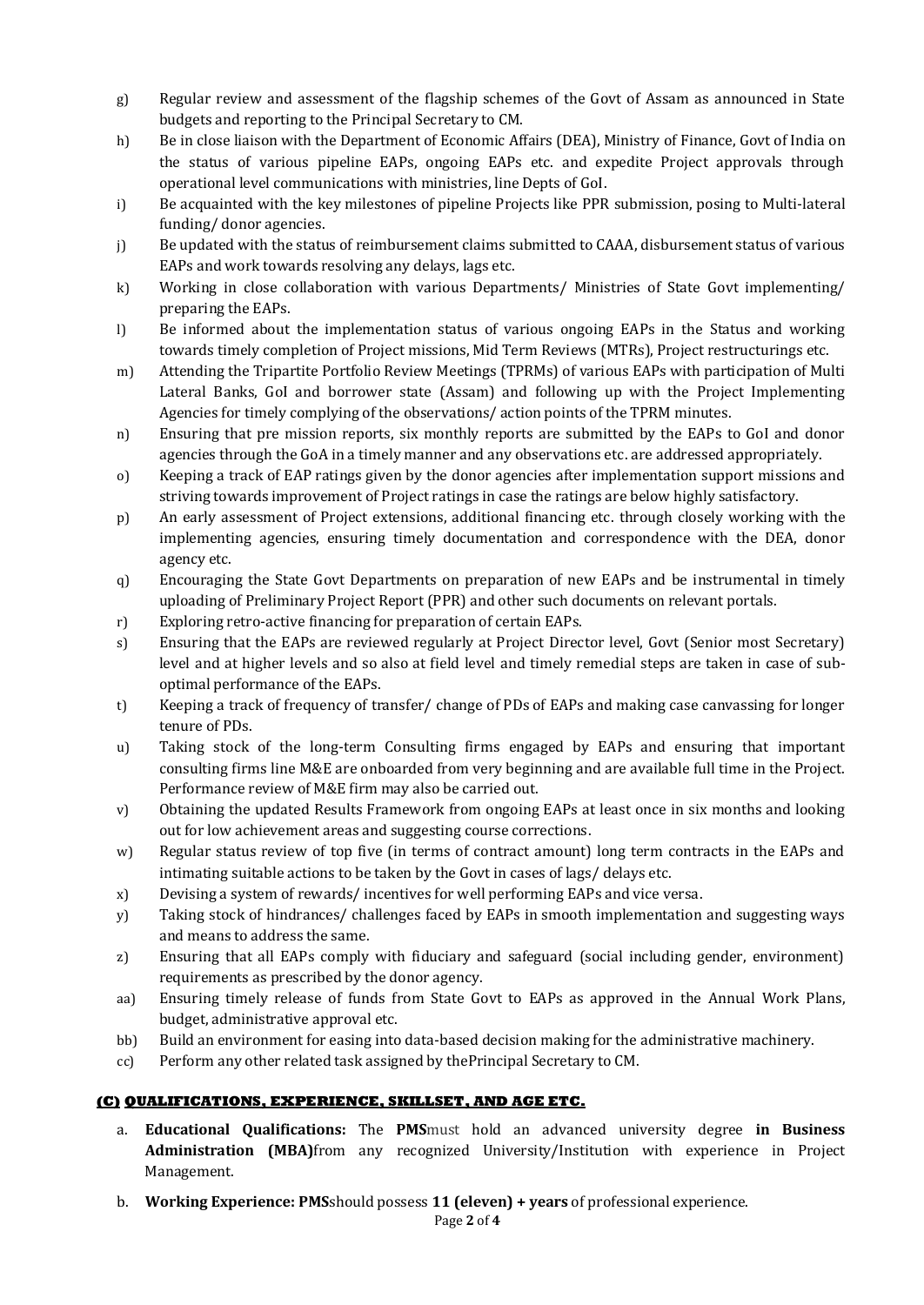g) Regular review and assessment of the flagship schemes of the Govt of Assam as announced in State budgets and reporting to the Principal Secretary to CM.

h) Be in close liaison with the Department of Economic Affairs (DEA), Ministry of Finance, Govt of India on the status of various pipeline EAPs, ongoing EAPs etc. and expedite Project approvals through operational level communications with ministries, line Depts of GoI.

i) Be acquainted with the key milestones of pipeline Projects like PPR submission, posing to Multi-lateral funding/ donor agencies.

j) Be updated with the status of reimbursement claims submitted to CAAA, disbursement status of various EAPs and work towards resolving any delays, lags etc.

k) Working in close collaboration with various Departments/ Ministries of State Govt implementing/ preparing the EAPs.

l) Be informed about the implementation status of various ongoing EAPs in the Status and working towards timely completion of Project missions, Mid Term Reviews (MTRs), Project restructurings etc.

m) Attending the Tripartite Portfolio Review Meetings (TPRMs) of various EAPs with participation of Multi Lateral Banks, GoI and borrower state (Assam) and following up with the Project Implementing Agencies for timely complying of the observations/ action points of the TPRM minutes.

n) Ensuring that pre mission reports, six monthly reports are submitted by the EAPs to GoI and donor agencies through the GoA in a timely manner and any observations etc. are addressed appropriately.

o) Keeping a track of EAP ratings given by the donor agencies after implementation support missions and striving towards improvement of Project ratings in case the ratings are below highly satisfactory.

p) An early assessment of Project extensions, additional financing etc. through closely working with the implementing agencies, ensuring timely documentation and correspondence with the DEA, donor agency etc.

q) Encouraging the State Govt Departments on preparation of new EAPs and be instrumental in timely uploading of Preliminary Project Report (PPR) and other such documents on relevant portals.

r) Exploring retro-active financing for preparation of certain EAPs.

s) Ensuring that the EAPs are reviewed regularly at Project Director level, Govt (Senior most Secretary) level and at higher levels and so also at field level and timely remedial steps are taken in case of sub-optimal performance of the EAPs.

t) Keeping a track of frequency of transfer/ change of PDs of EAPs and making case canvassing for longer tenure of PDs.

u) Taking stock of the long-term Consulting firms engaged by EAPs and ensuring that important consulting firms line M&E are onboarded from very beginning and are available full time in the Project. Performance review of M&E firm may also be carried out.

v) Obtaining the updated Results Framework from ongoing EAPs at least once in six months and looking out for low achievement areas and suggesting course corrections.

w) Regular status review of top five (in terms of contract amount) long term contracts in the EAPs and intimating suitable actions to be taken by the Govt in cases of lags/ delays etc.

x) Devising a system of rewards/ incentives for well performing EAPs and vice versa.

y) Taking stock of hindrances/ challenges faced by EAPs in smooth implementation and suggesting ways and means to address the same.

z) Ensuring that all EAPs comply with fiduciary and safeguard (social including gender, environment) requirements as prescribed by the donor agency.

aa) Ensuring timely release of funds from State Govt to EAPs as approved in the Annual Work Plans, budget, administrative approval etc.

bb) Build an environment for easing into data-based decision making for the administrative machinery.

cc) Perform any other related task assigned by thePrincipal Secretary to CM.

## (C) QUALIFICATIONS, EXPERIENCE, SKILLSET, AND AGE ETC.

a. **Educational Qualifications:** The **PMS**must hold an advanced university degree **in Business Administration (MBA)**from any recognized University/Institution with experience in Project Management.

b. **Working Experience: PMS**should possess **11 (eleven) + years** of professional experience.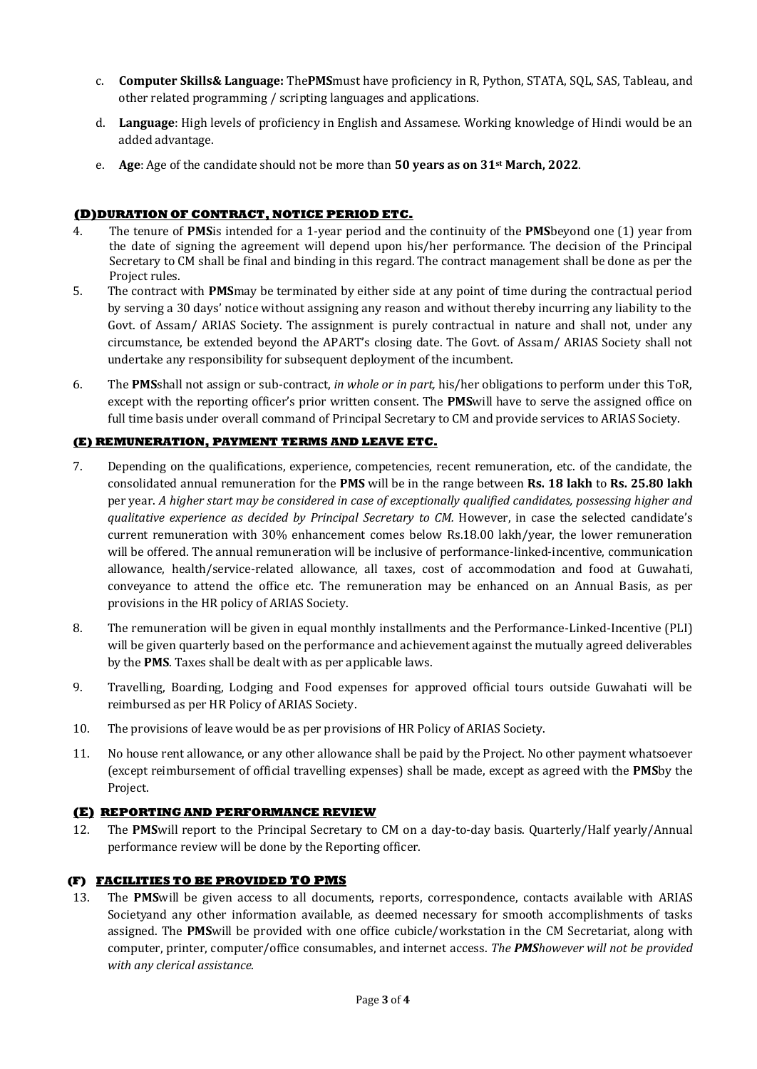c. **Computer Skills& Language:** The**PMS**must have proficiency in R, Python, STATA, SQL, SAS, Tableau, and other related programming / scripting languages and applications.

d. **Language**: High levels of proficiency in English and Assamese. Working knowledge of Hindi would be an added advantage.

e. **Age**: Age of the candidate should not be more than **50 years as on 31st March, 2022**.

## (D)DURATION OF CONTRACT, NOTICE PERIOD ETC.

4. The tenure of **PMS**is intended for a 1-year period and the continuity of the **PMS**beyond one (1) year from the date of signing the agreement will depend upon his/her performance. The decision of the Principal Secretary to CM shall be final and binding in this regard. The contract management shall be done as per the Project rules.

5. The contract with **PMS**may be terminated by either side at any point of time during the contractual period by serving a 30 days' notice without assigning any reason and without thereby incurring any liability to the Govt. of Assam/ ARIAS Society. The assignment is purely contractual in nature and shall not, under any circumstance, be extended beyond the APART's closing date. The Govt. of Assam/ ARIAS Society shall not undertake any responsibility for subsequent deployment of the incumbent.

6. The **PMS**shall not assign or sub-contract, *in whole or in part,* his/her obligations to perform under this ToR, except with the reporting officer's prior written consent. The **PMS**will have to serve the assigned office on full time basis under overall command of Principal Secretary to CM and provide services to ARIAS Society.

## (E) REMUNERATION, PAYMENT TERMS AND LEAVE ETC.

7. Depending on the qualifications, experience, competencies, recent remuneration, etc. of the candidate, the consolidated annual remuneration for the **PMS** will be in the range between **Rs. 18 lakh** to **Rs. 25.80 lakh** per year. *A higher start may be considered in case of exceptionally qualified candidates, possessing higher and qualitative experience as decided by Principal Secretary to CM.* However, in case the selected candidate's current remuneration with 30% enhancement comes below Rs.18.00 lakh/year, the lower remuneration will be offered. The annual remuneration will be inclusive of performance-linked-incentive, communication allowance, health/service-related allowance, all taxes, cost of accommodation and food at Guwahati, conveyance to attend the office etc. The remuneration may be enhanced on an Annual Basis, as per provisions in the HR policy of ARIAS Society.

8. The remuneration will be given in equal monthly installments and the Performance-Linked-Incentive (PLI) will be given quarterly based on the performance and achievement against the mutually agreed deliverables by the **PMS**. Taxes shall be dealt with as per applicable laws.

9. Travelling, Boarding, Lodging and Food expenses for approved official tours outside Guwahati will be reimbursed as per HR Policy of ARIAS Society.

10. The provisions of leave would be as per provisions of HR Policy of ARIAS Society.

11. No house rent allowance, or any other allowance shall be paid by the Project. No other payment whatsoever (except reimbursement of official travelling expenses) shall be made, except as agreed with the **PMS**by the Project.

## (E) REPORTING AND PERFORMANCE REVIEW

12. The **PMS**will report to the Principal Secretary to CM on a day-to-day basis. Quarterly/Half yearly/Annual performance review will be done by the Reporting officer.

## (F) FACILITIES TO BE PROVIDED TO PMS

13. The **PMS**will be given access to all documents, reports, correspondence, contacts available with ARIAS Societyand any other information available, as deemed necessary for smooth accomplishments of tasks assigned. The **PMS**will be provided with one office cubicle/workstation in the CM Secretariat, along with computer, printer, computer/office consumables, and internet access. *The **PMS**however will not be provided with any clerical assistance*.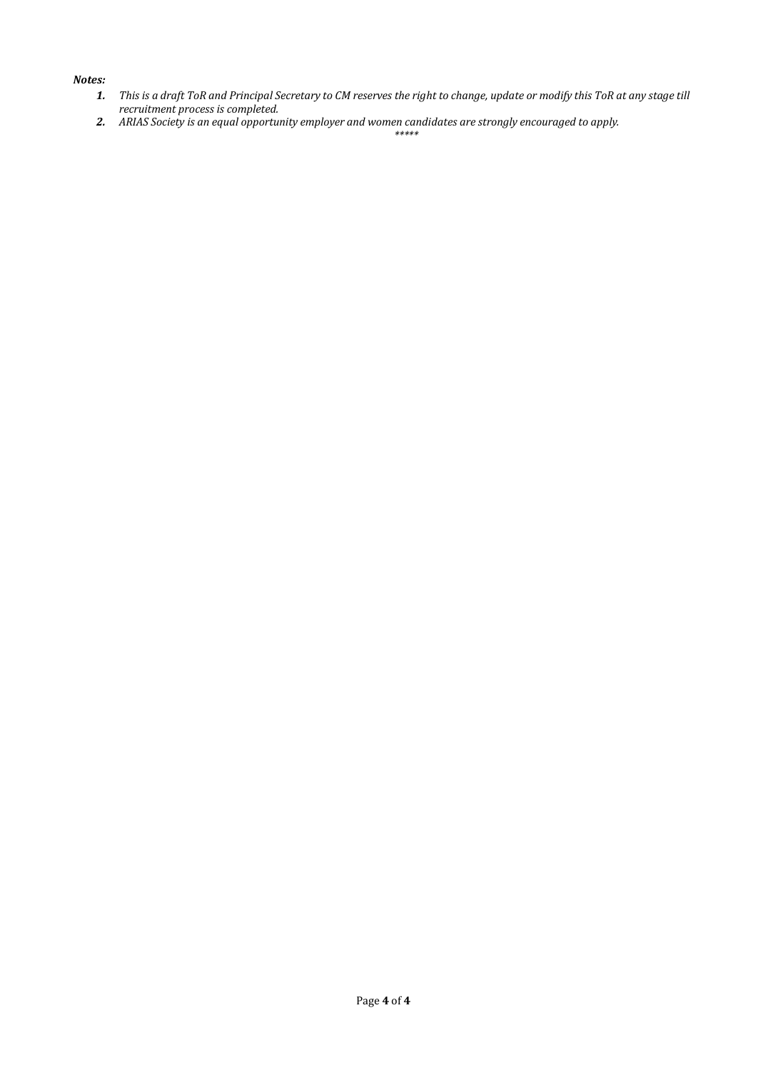***Notes:***

1. *This is a draft ToR and Principal Secretary to CM reserves the right to change, update or modify this ToR at any stage till recruitment process is completed.*
2. *ARIAS Society is an equal opportunity employer and women candidates are strongly encouraged to apply.*

*\*\*\*\*\**